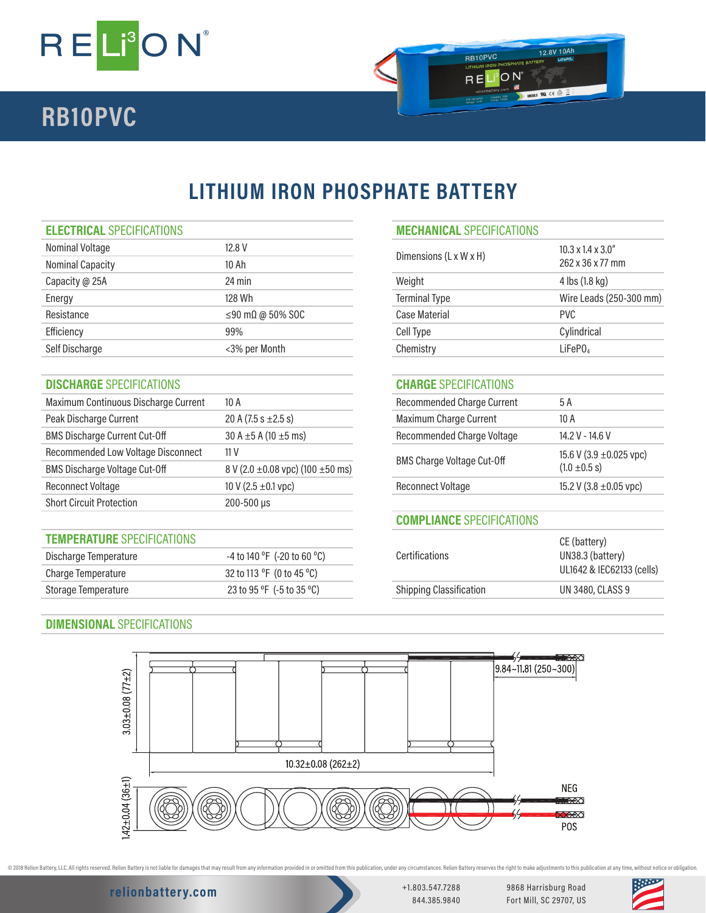# RB10PVC

## LITHIUM IRON PHOSPHATE BATTERY

### ELECTRICAL SPECIFICATIONS

| | |
|---|---|
| Nominal Voltage | 12.8 V |
| Nominal Capacity | 10 Ah |
| Capacity @ 25A | 24 min |
| Energy | 128 Wh |
| Resistance | ≤90 mΩ @ 50% SOC |
| Efficiency | 99% |
| Self Discharge | <3% per Month |

### MECHANICAL SPECIFICATIONS

| | |
|---|---|
| Dimensions (L x W x H) | 10.3 x 1.4 x 3.0" 262 x 36 x 77 mm |
| Weight | 4 lbs (1.8 kg) |
| Terminal Type | Wire Leads (250-300 mm) |
| Case Material | PVC |
| Cell Type | Cylindrical |
| Chemistry | $LiFePO_4$ |

### DISCHARGE SPECIFICATIONS

| | |
|---|---|
| Maximum Continuous Discharge Current | 10 A |
| Peak Discharge Current | 20 A (7.5 s ±2.5 s) |
| BMS Discharge Current Cut-Off | 30 A ±5 A (10 ±5 ms) |
| Recommended Low Voltage Disconnect | 11 V |
| BMS Discharge Voltage Cut-Off | 8 V (2.0 ±0.08 vpc) (100 ±50 ms) |
| Reconnect Voltage | 10 V (2.5 ±0.1 vpc) |
| Short Circuit Protection | 200-500 μs |

### CHARGE SPECIFICATIONS

| | |
|---|---|
| Recommended Charge Current | 5 A |
| Maximum Charge Current | 10 A |
| Recommended Charge Voltage | 14.2 V - 14.6 V |
| BMS Charge Voltage Cut-Off | 15.6 V (3.9 ±0.025 vpc) (1.0 ±0.5 s) |
| Reconnect Voltage | 15.2 V (3.8 ±0.05 vpc) |

### TEMPERATURE SPECIFICATIONS

| | |
|---|---|
| Discharge Temperature | -4 to 140 °F (-20 to 60 °C) |
| Charge Temperature | 32 to 113 °F (0 to 45 °C) |
| Storage Temperature | 23 to 95 °F (-5 to 35 °C) |

### COMPLIANCE SPECIFICATIONS

| | |
|---|---|
| Certifications | CE (battery) UN38.3 (battery) UL1642 & IEC62133 (cells) |
| Shipping Classification | UN 3480, CLASS 9 |

### DIMENSIONAL SPECIFICATIONS

3.03±0.08 (77±2)

9.84~11.81 (250~300)

10.32±0.08 (262±2)

1.42±0.04 (36±1)

NEG

POS

© 2018 Relion Battery, LLC. All rights reserved. Relion Battery is not liable for damages that may result from any information provided in or omitted from this publication, under any circumstances. Relion Battery reserves the right to make adjustments to this publication at any time, without notice or obligation.

relionbattery.com

+1.803.547.7288
844.385.9840

9868 Harrisburg Road
Fort Mill, SC 29707, US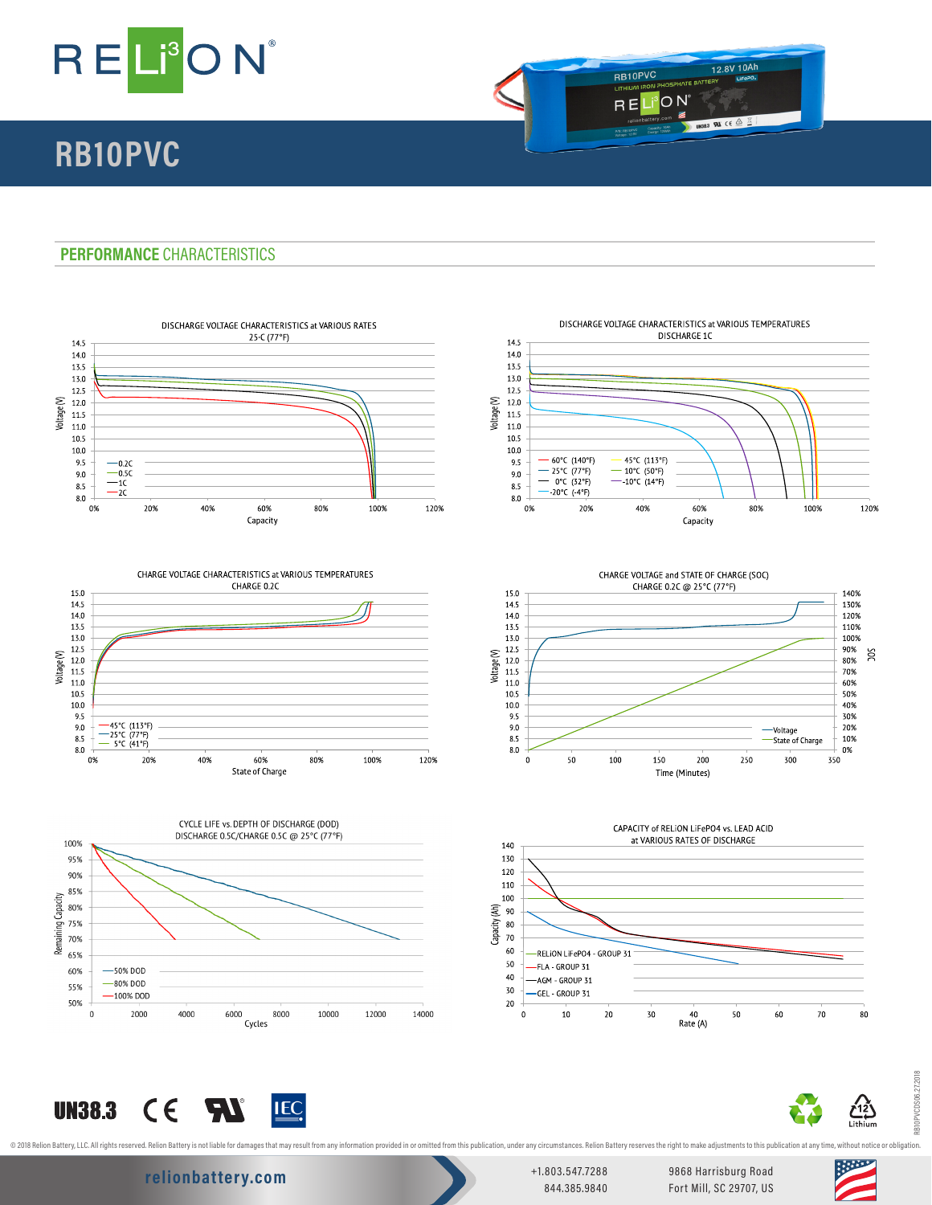# RB10PVC

## PERFORMANCE CHARACTERISTICS

DISCHARGE VOLTAGE CHARACTERISTICS at VARIOUS RATES
25◦C (77°F)

Voltage (V)
14.5
14.0
13.5
13.0
12.5
12.0
11.5
11.0
10.5
10.0
9.5
9.0
8.5
8.0

0.2C
0.5C
1C
2C

0% 20% 40% 60% 80% 100% 120%
Capacity

DISCHARGE VOLTAGE CHARACTERISTICS at VARIOUS TEMPERATURES
DISCHARGE 1C

Voltage (V)
14.5
14.0
13.5
13.0
12.5
12.0
11.5
11.0
10.5
10.0
9.5
9.0
8.5
8.0

60°C (140°F)
25°C (77°F)
0°C (32°F)
-20°C (-4°F)
45°C (113°F)
10°C (50°F)
-10°C (14°F)

0% 20% 40% 60% 80% 100% 120%
Capacity

CHARGE VOLTAGE CHARACTERISTICS at VARIOUS TEMPERATURES
CHARGE 0.2C

Voltage (V)
15.0
14.5
14.0
13.5
13.0
12.5
12.0
11.5
11.0
10.5
10.0
9.5
9.0
8.5
8.0

45°C (113°F)
25°C (77°F)
5°C (41°F)

0% 20% 40% 60% 80% 100% 120%
State of Charge

CHARGE VOLTAGE and STATE OF CHARGE (SOC)
CHARGE 0.2C @ 25°C (77°F)

Voltage (V)
15.0
14.5
14.0
13.5
13.0
12.5
12.0
11.5
11.0
10.5
10.0
9.5
9.0
8.5
8.0

SOC
140%
130%
120%
110%
100%
90%
80%
70%
60%
50%
40%
30%
20%
10%
0%

Voltage
State of Charge

0 50 100 150 200 250 300 350
Time (Minutes)

CYCLE LIFE vs. DEPTH OF DISCHARGE (DOD)
DISCHARGE 0.5C/CHARGE 0.5C @ 25°C (77°F)

Remaining Capacity
100%
95%
90%
85%
80%
75%
70%
65%
60%
55%
50%

50% DOD
80% DOD
100% DOD

0 2000 4000 6000 8000 10000 12000 14000
Cycles

CAPACITY of RELiON LiFePO4 vs. LEAD ACID
at VARIOUS RATES OF DISCHARGE

Capacity (Ah)
140
130
120
110
100
90
80
70
60
50
40
30
20

RELiON LiFePO4 - GROUP 31
FLA - GROUP 31
AGM - GROUP 31
GEL - GROUP 31

0 10 20 30 40 50 60 70 80
Rate (A)

UN38.3 CE UL IEC

12 Lithium

RB10PVCDS06.27.2018

© 2018 Relion Battery, LLC. All rights reserved. Relion Battery is not liable for damages that may result from any information provided in or omitted from this publication, under any circumstances. Relion Battery reserves the right to make adjustments to this publication at any time, without notice or obligation.

relionbattery.com

+1.803.547.7288
844.385.9840

9868 Harrisburg Road
Fort Mill, SC 29707, US